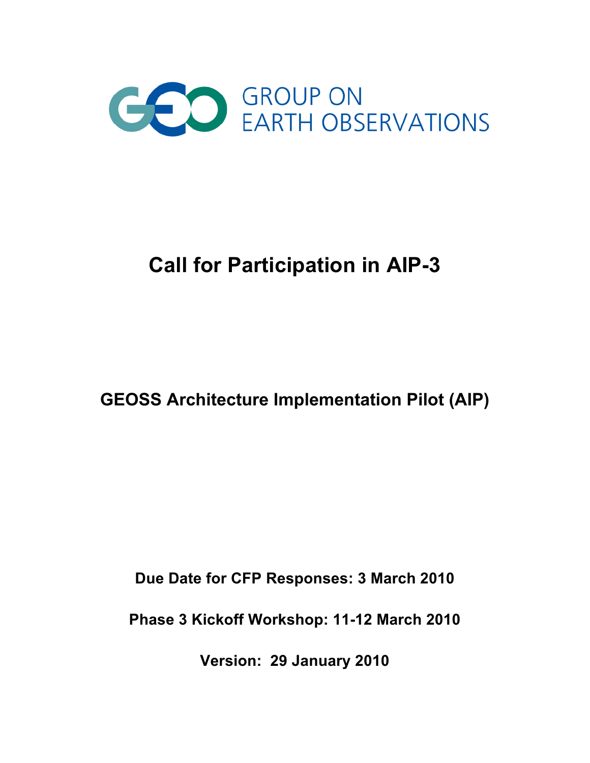GROUP ON EARTH OBSERVATIONS

# Call for Participation in AIP-3

## GEOSS Architecture Implementation Pilot (AIP)

**Due Date for CFP Responses: 3 March 2010**

**Phase 3 Kickoff Workshop: 11-12 March 2010**

**Version: 29 January 2010**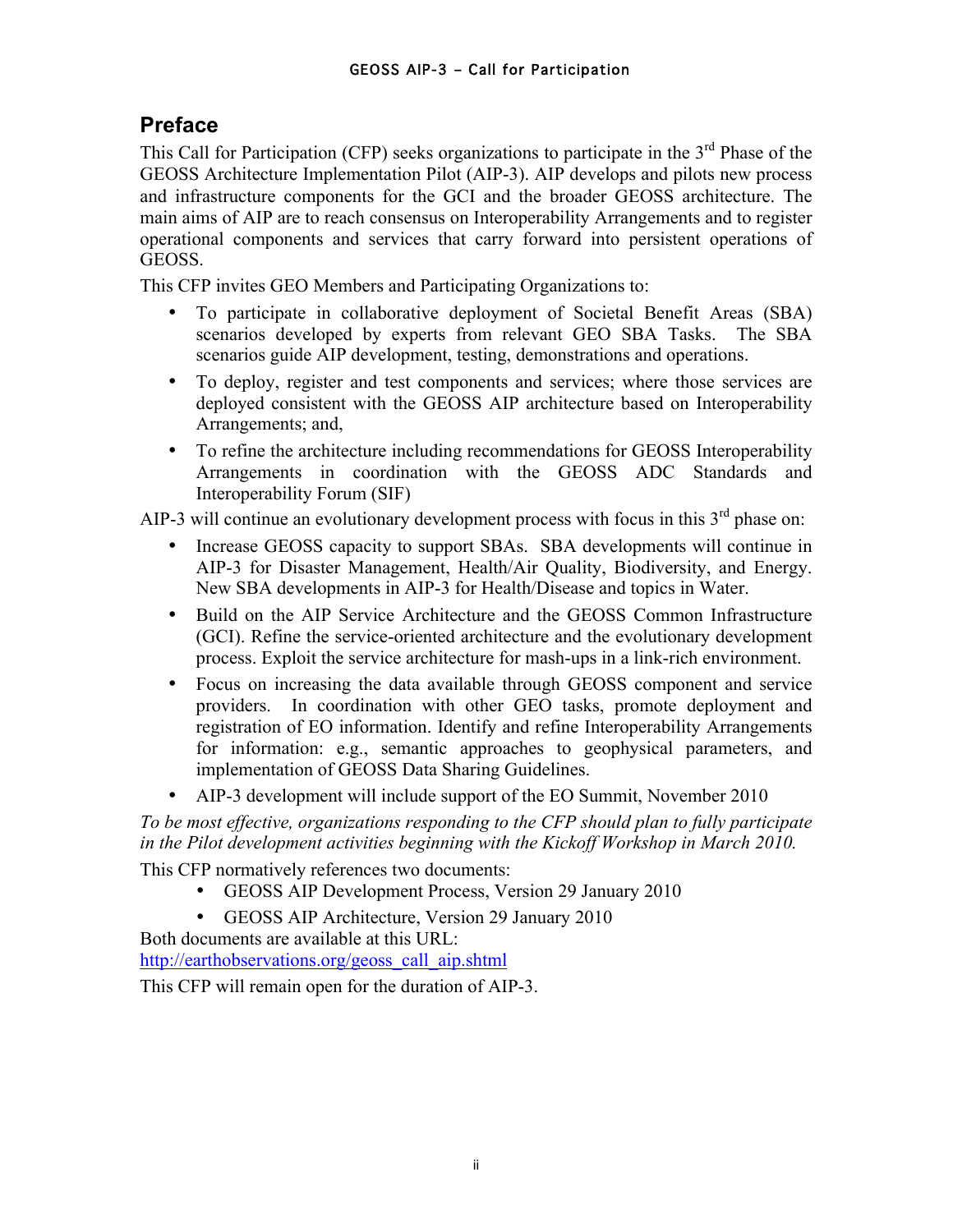## Preface

This Call for Participation (CFP) seeks organizations to participate in the 3rd Phase of the GEOSS Architecture Implementation Pilot (AIP-3). AIP develops and pilots new process and infrastructure components for the GCI and the broader GEOSS architecture. The main aims of AIP are to reach consensus on Interoperability Arrangements and to register operational components and services that carry forward into persistent operations of GEOSS.

This CFP invites GEO Members and Participating Organizations to:

- To participate in collaborative deployment of Societal Benefit Areas (SBA) scenarios developed by experts from relevant GEO SBA Tasks. The SBA scenarios guide AIP development, testing, demonstrations and operations.
- To deploy, register and test components and services; where those services are deployed consistent with the GEOSS AIP architecture based on Interoperability Arrangements; and,
- To refine the architecture including recommendations for GEOSS Interoperability Arrangements in coordination with the GEOSS ADC Standards and Interoperability Forum (SIF)

AIP-3 will continue an evolutionary development process with focus in this 3rd phase on:

- Increase GEOSS capacity to support SBAs. SBA developments will continue in AIP-3 for Disaster Management, Health/Air Quality, Biodiversity, and Energy. New SBA developments in AIP-3 for Health/Disease and topics in Water.
- Build on the AIP Service Architecture and the GEOSS Common Infrastructure (GCI). Refine the service-oriented architecture and the evolutionary development process. Exploit the service architecture for mash-ups in a link-rich environment.
- Focus on increasing the data available through GEOSS component and service providers. In coordination with other GEO tasks, promote deployment and registration of EO information. Identify and refine Interoperability Arrangements for information: e.g., semantic approaches to geophysical parameters, and implementation of GEOSS Data Sharing Guidelines.
- AIP-3 development will include support of the EO Summit, November 2010

*To be most effective, organizations responding to the CFP should plan to fully participate in the Pilot development activities beginning with the Kickoff Workshop in March 2010.*

This CFP normatively references two documents:

- GEOSS AIP Development Process, Version 29 January 2010
- GEOSS AIP Architecture, Version 29 January 2010

Both documents are available at this URL:
http://earthobservations.org/geoss_call_aip.shtml

This CFP will remain open for the duration of AIP-3.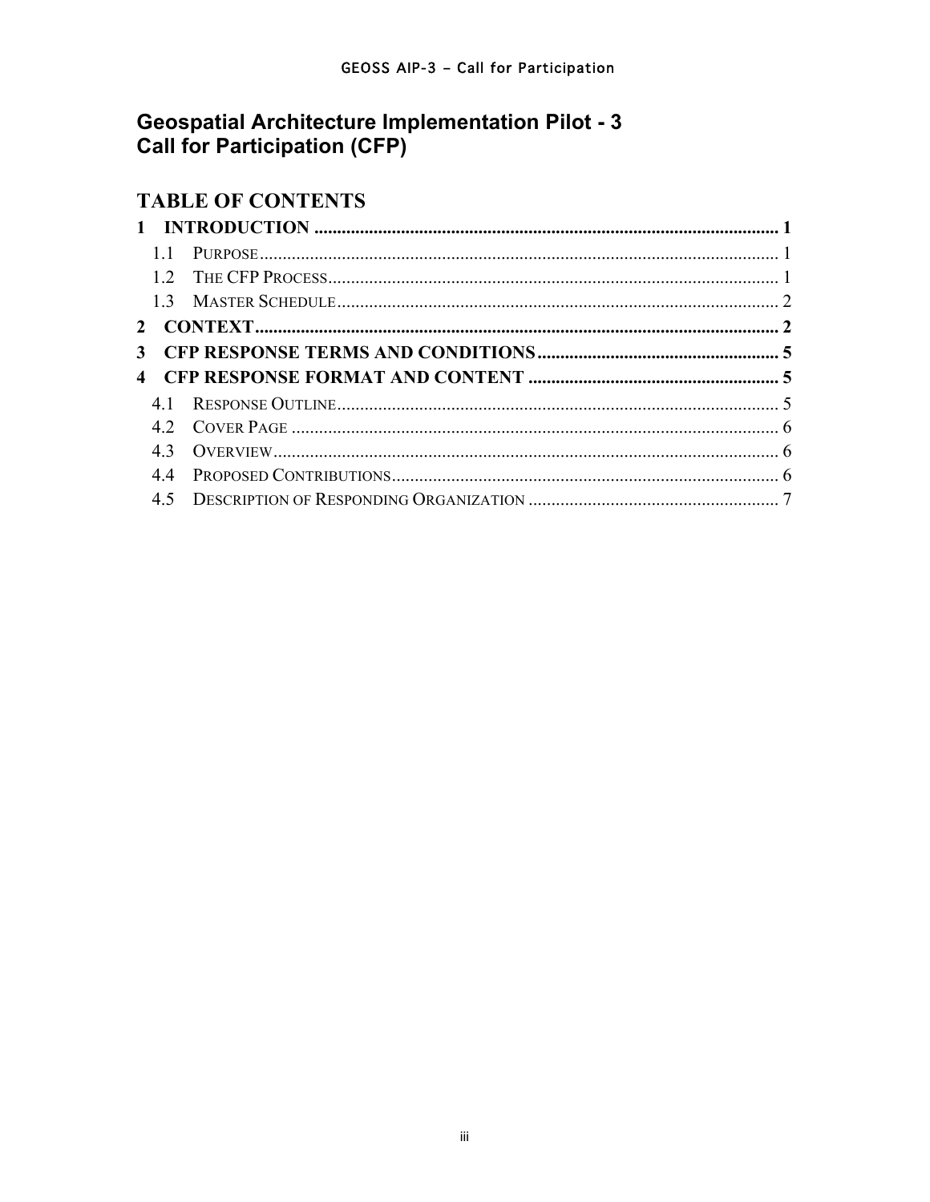# Geospatial Architecture Implementation Pilot - 3
# Call for Participation (CFP)

## TABLE OF CONTENTS

1 INTRODUCTION ..... 1
- 1.1 PURPOSE ..... 1
- 1.2 THE CFP PROCESS ..... 1
- 1.3 MASTER SCHEDULE ..... 2

2 CONTEXT ..... 2

3 CFP RESPONSE TERMS AND CONDITIONS ..... 5

4 CFP RESPONSE FORMAT AND CONTENT ..... 5
- 4.1 RESPONSE OUTLINE ..... 5
- 4.2 COVER PAGE ..... 6
- 4.3 OVERVIEW ..... 6
- 4.4 PROPOSED CONTRIBUTIONS ..... 6
- 4.5 DESCRIPTION OF RESPONDING ORGANIZATION ..... 7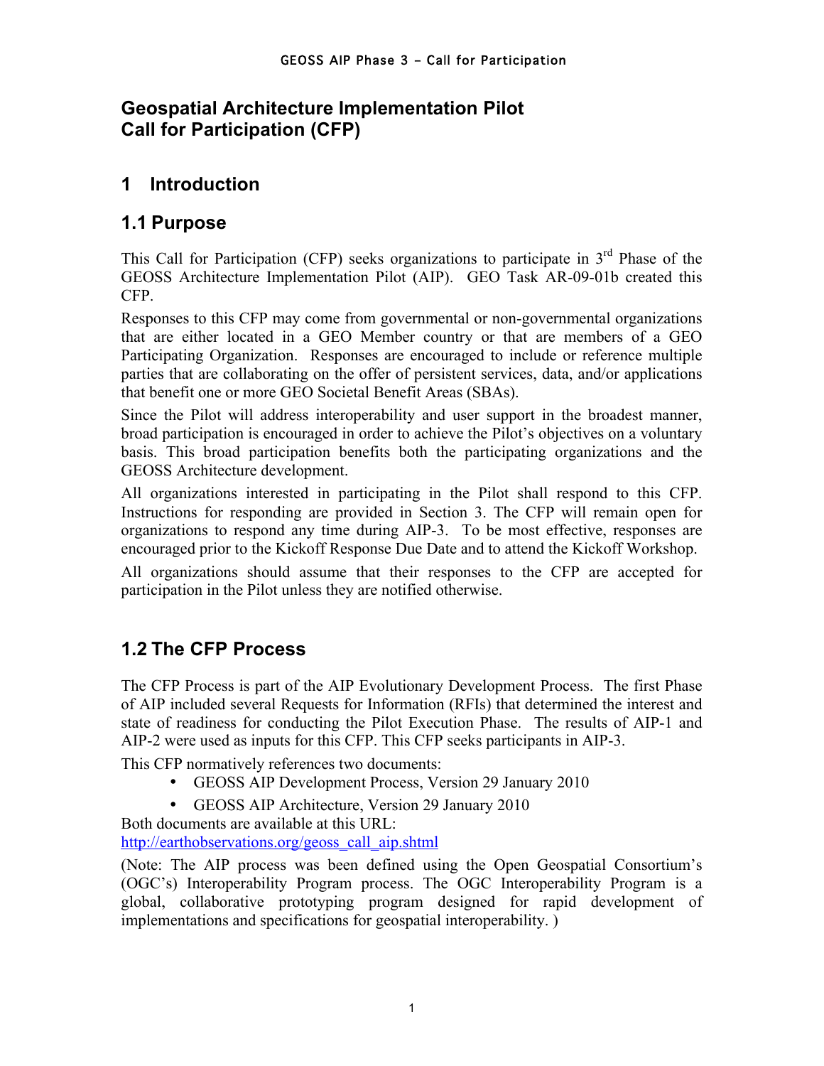# Geospatial Architecture Implementation Pilot
# Call for Participation (CFP)

# 1 Introduction

## 1.1 Purpose

This Call for Participation (CFP) seeks organizations to participate in 3rd Phase of the GEOSS Architecture Implementation Pilot (AIP). GEO Task AR-09-01b created this CFP.

Responses to this CFP may come from governmental or non-governmental organizations that are either located in a GEO Member country or that are members of a GEO Participating Organization. Responses are encouraged to include or reference multiple parties that are collaborating on the offer of persistent services, data, and/or applications that benefit one or more GEO Societal Benefit Areas (SBAs).

Since the Pilot will address interoperability and user support in the broadest manner, broad participation is encouraged in order to achieve the Pilot's objectives on a voluntary basis. This broad participation benefits both the participating organizations and the GEOSS Architecture development.

All organizations interested in participating in the Pilot shall respond to this CFP. Instructions for responding are provided in Section 3. The CFP will remain open for organizations to respond any time during AIP-3. To be most effective, responses are encouraged prior to the Kickoff Response Due Date and to attend the Kickoff Workshop.

All organizations should assume that their responses to the CFP are accepted for participation in the Pilot unless they are notified otherwise.

## 1.2 The CFP Process

The CFP Process is part of the AIP Evolutionary Development Process. The first Phase of AIP included several Requests for Information (RFIs) that determined the interest and state of readiness for conducting the Pilot Execution Phase. The results of AIP-1 and AIP-2 were used as inputs for this CFP. This CFP seeks participants in AIP-3.

This CFP normatively references two documents:

- GEOSS AIP Development Process, Version 29 January 2010
- GEOSS AIP Architecture, Version 29 January 2010

Both documents are available at this URL:
http://earthobservations.org/geoss_call_aip.shtml

(Note: The AIP process was been defined using the Open Geospatial Consortium's (OGC's) Interoperability Program process. The OGC Interoperability Program is a global, collaborative prototyping program designed for rapid development of implementations and specifications for geospatial interoperability. )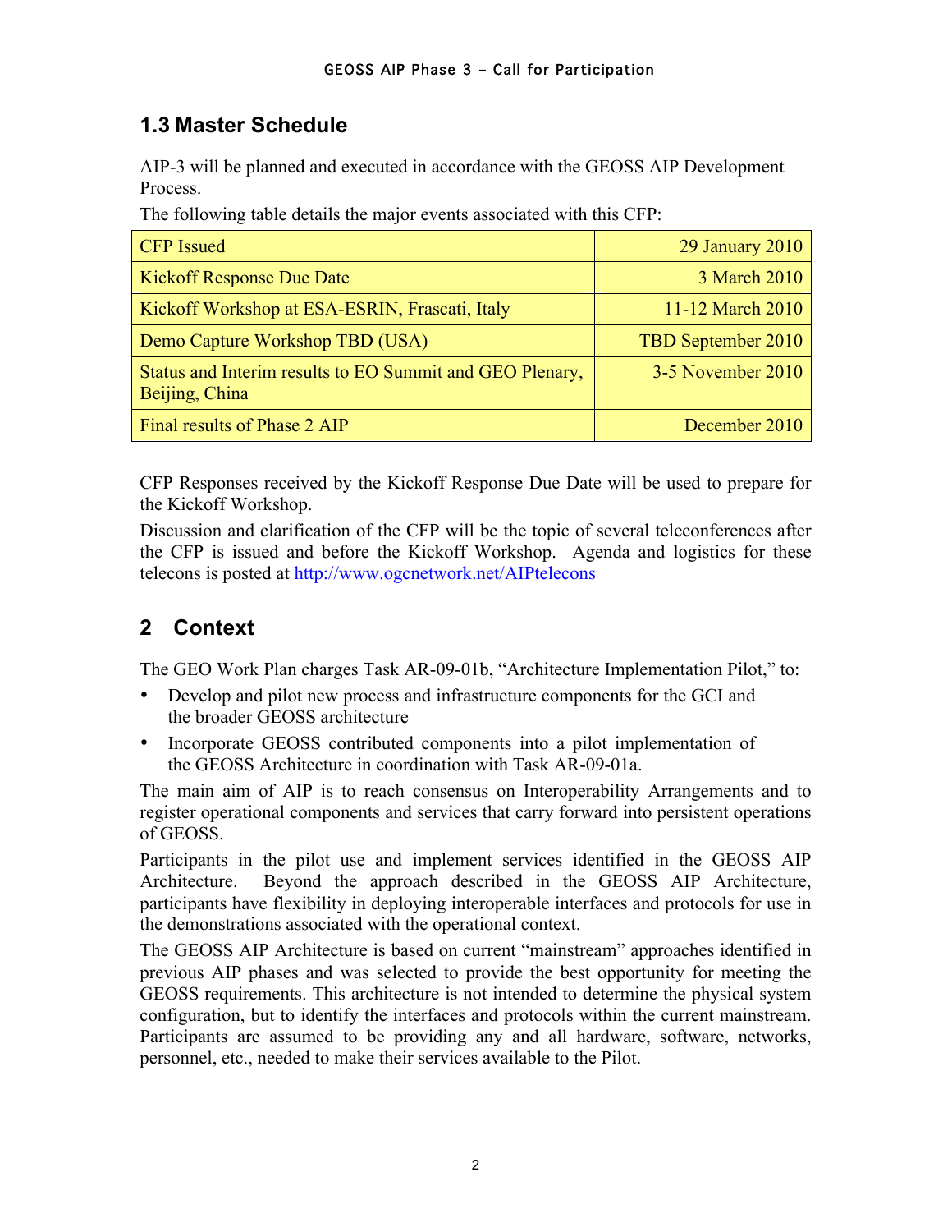## 1.3 Master Schedule

AIP-3 will be planned and executed in accordance with the GEOSS AIP Development Process.

The following table details the major events associated with this CFP:

| | |
|---|---|
| CFP Issued | 29 January 2010 |
| Kickoff Response Due Date | 3 March 2010 |
| Kickoff Workshop at ESA-ESRIN, Frascati, Italy | 11-12 March 2010 |
| Demo Capture Workshop TBD (USA) | TBD September 2010 |
| Status and Interim results to EO Summit and GEO Plenary, Beijing, China | 3-5 November 2010 |
| Final results of Phase 2 AIP | December 2010 |

CFP Responses received by the Kickoff Response Due Date will be used to prepare for the Kickoff Workshop.

Discussion and clarification of the CFP will be the topic of several teleconferences after the CFP is issued and before the Kickoff Workshop. Agenda and logistics for these telecons is posted at http://www.ogcnetwork.net/AIPtelecons

# 2 Context

The GEO Work Plan charges Task AR-09-01b, "Architecture Implementation Pilot," to:

- Develop and pilot new process and infrastructure components for the GCI and the broader GEOSS architecture
- Incorporate GEOSS contributed components into a pilot implementation of the GEOSS Architecture in coordination with Task AR-09-01a.

The main aim of AIP is to reach consensus on Interoperability Arrangements and to register operational components and services that carry forward into persistent operations of GEOSS.

Participants in the pilot use and implement services identified in the GEOSS AIP Architecture. Beyond the approach described in the GEOSS AIP Architecture, participants have flexibility in deploying interoperable interfaces and protocols for use in the demonstrations associated with the operational context.

The GEOSS AIP Architecture is based on current "mainstream" approaches identified in previous AIP phases and was selected to provide the best opportunity for meeting the GEOSS requirements. This architecture is not intended to determine the physical system configuration, but to identify the interfaces and protocols within the current mainstream. Participants are assumed to be providing any and all hardware, software, networks, personnel, etc., needed to make their services available to the Pilot.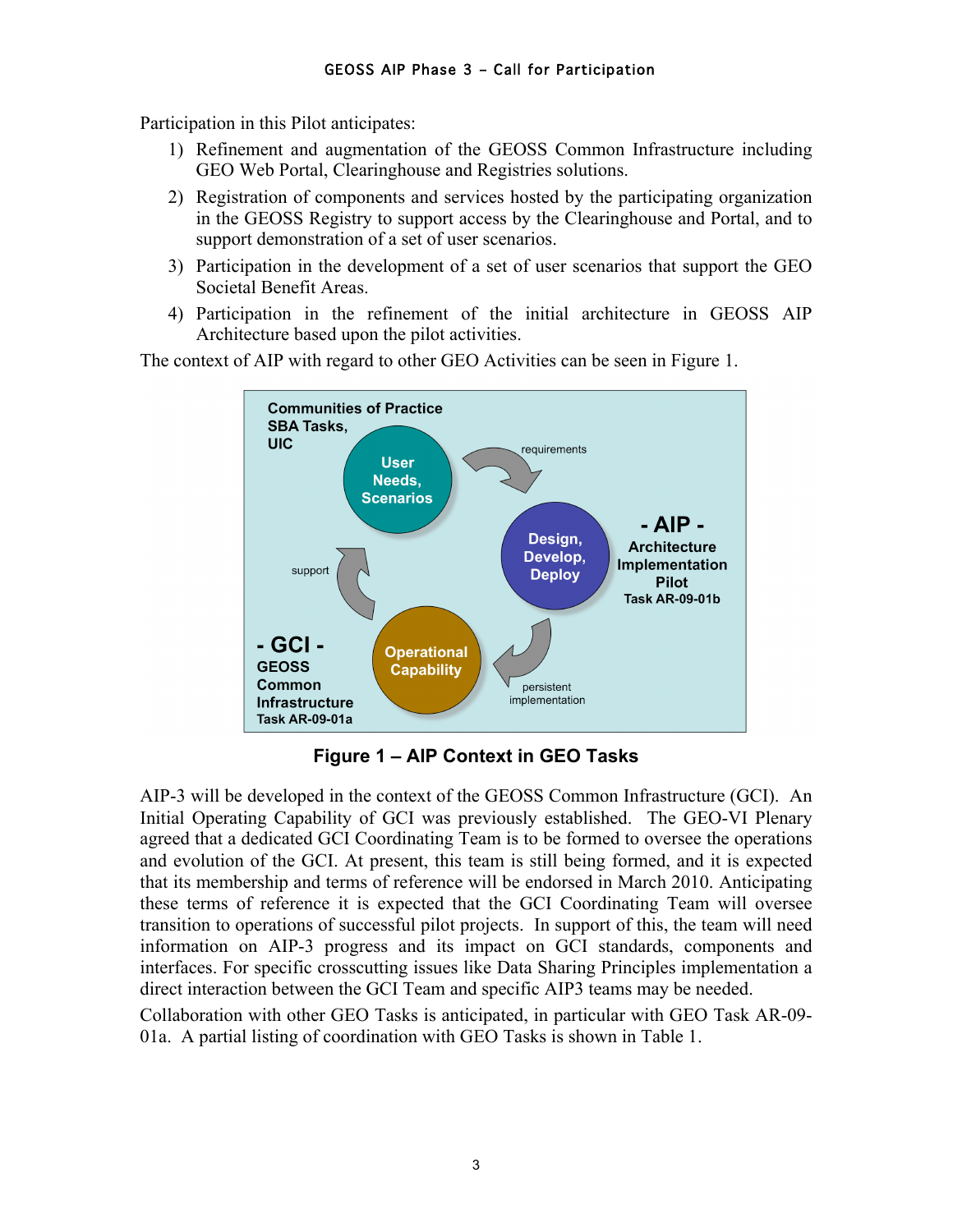Participation in this Pilot anticipates:

1) Refinement and augmentation of the GEOSS Common Infrastructure including GEO Web Portal, Clearinghouse and Registries solutions.
2) Registration of components and services hosted by the participating organization in the GEOSS Registry to support access by the Clearinghouse and Portal, and to support demonstration of a set of user scenarios.
3) Participation in the development of a set of user scenarios that support the GEO Societal Benefit Areas.
4) Participation in the refinement of the initial architecture in GEOSS AIP Architecture based upon the pilot activities.

The context of AIP with regard to other GEO Activities can be seen in Figure 1.

Communities of Practice
SBA Tasks,
UIC

User
Needs,
Scenarios

requirements

Design,
Develop,
Deploy

- AIP -
Architecture
Implementation
Pilot
Task AR-09-01b

support

persistent
implementation

Operational
Capability

- GCI -
GEOSS
Common
Infrastructure
Task AR-09-01a

**Figure 1 – AIP Context in GEO Tasks**

AIP-3 will be developed in the context of the GEOSS Common Infrastructure (GCI). An Initial Operating Capability of GCI was previously established. The GEO-VI Plenary agreed that a dedicated GCI Coordinating Team is to be formed to oversee the operations and evolution of the GCI. At present, this team is still being formed, and it is expected that its membership and terms of reference will be endorsed in March 2010. Anticipating these terms of reference it is expected that the GCI Coordinating Team will oversee transition to operations of successful pilot projects. In support of this, the team will need information on AIP-3 progress and its impact on GCI standards, components and interfaces. For specific crosscutting issues like Data Sharing Principles implementation a direct interaction between the GCI Team and specific AIP3 teams may be needed.

Collaboration with other GEO Tasks is anticipated, in particular with GEO Task AR-09-01a. A partial listing of coordination with GEO Tasks is shown in Table 1.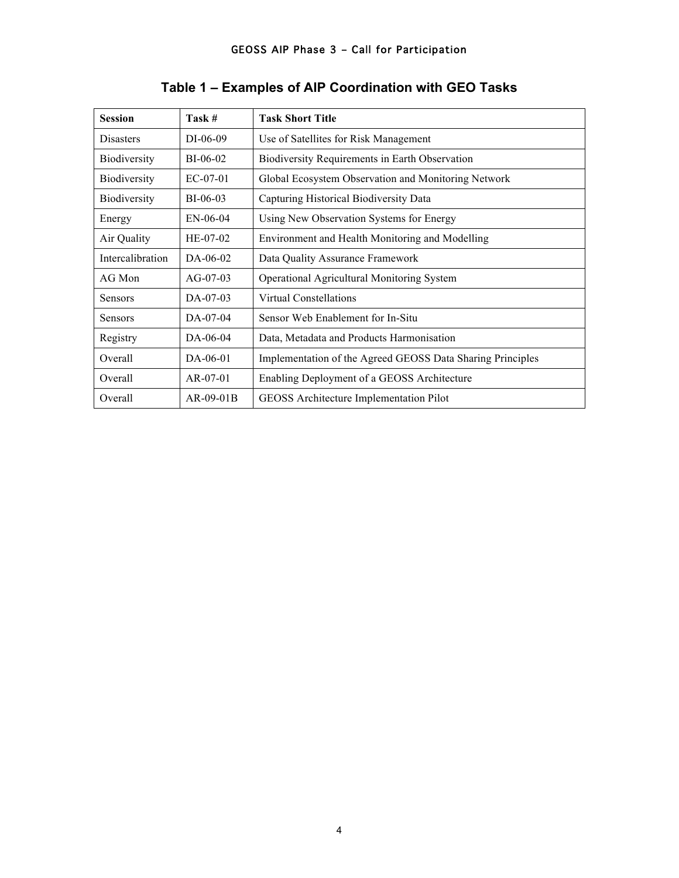## Table 1 – Examples of AIP Coordination with GEO Tasks

| Session | Task # | Task Short Title |
|---|---|---|
| Disasters | DI-06-09 | Use of Satellites for Risk Management |
| Biodiversity | BI-06-02 | Biodiversity Requirements in Earth Observation |
| Biodiversity | EC-07-01 | Global Ecosystem Observation and Monitoring Network |
| Biodiversity | BI-06-03 | Capturing Historical Biodiversity Data |
| Energy | EN-06-04 | Using New Observation Systems for Energy |
| Air Quality | HE-07-02 | Environment and Health Monitoring and Modelling |
| Intercalibration | DA-06-02 | Data Quality Assurance Framework |
| AG Mon | AG-07-03 | Operational Agricultural Monitoring System |
| Sensors | DA-07-03 | Virtual Constellations |
| Sensors | DA-07-04 | Sensor Web Enablement for In-Situ |
| Registry | DA-06-04 | Data, Metadata and Products Harmonisation |
| Overall | DA-06-01 | Implementation of the Agreed GEOSS Data Sharing Principles |
| Overall | AR-07-01 | Enabling Deployment of a GEOSS Architecture |
| Overall | AR-09-01B | GEOSS Architecture Implementation Pilot |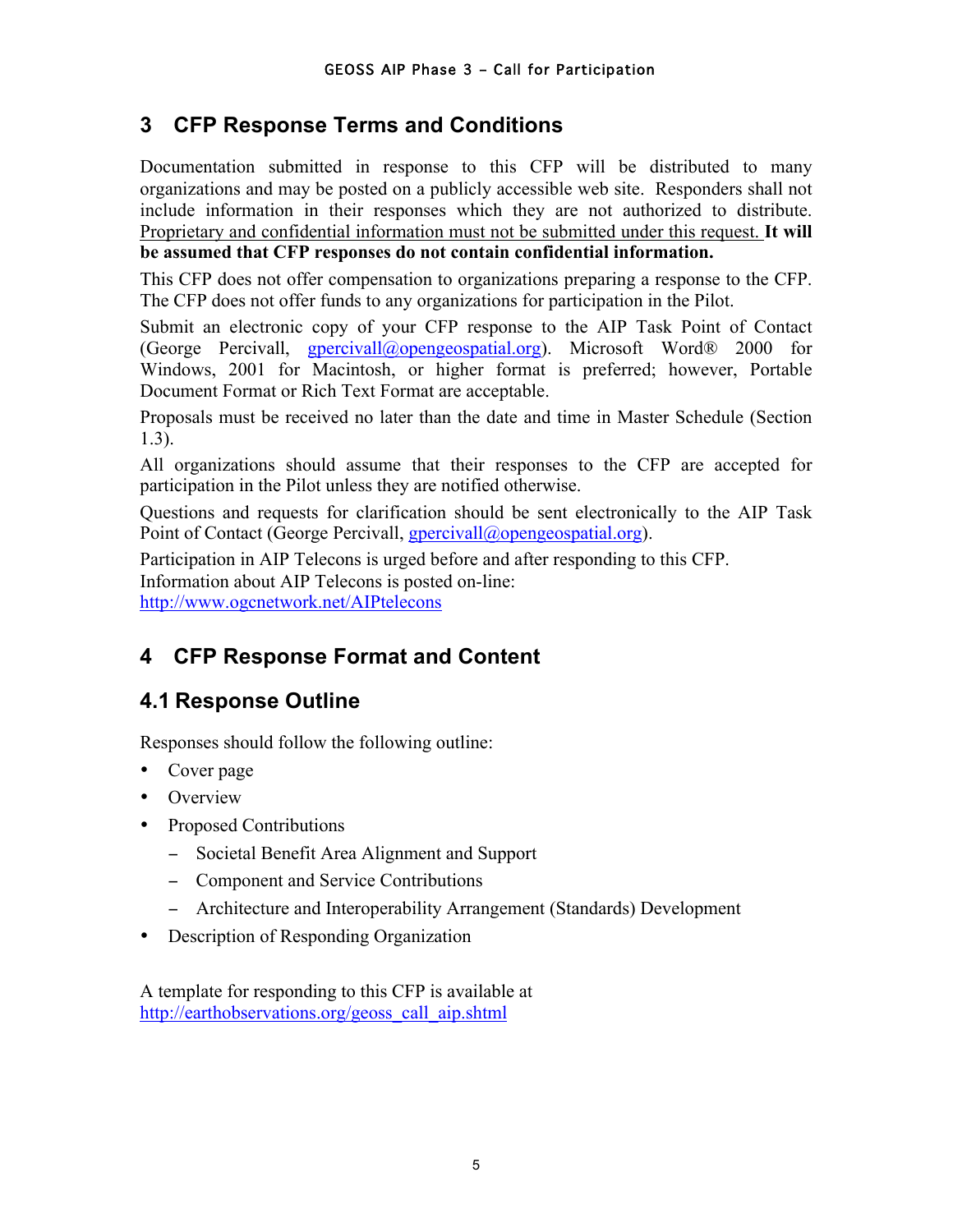# 3 CFP Response Terms and Conditions

Documentation submitted in response to this CFP will be distributed to many organizations and may be posted on a publicly accessible web site. Responders shall not include information in their responses which they are not authorized to distribute. Proprietary and confidential information must not be submitted under this request. **It will be assumed that CFP responses do not contain confidential information.**

This CFP does not offer compensation to organizations preparing a response to the CFP. The CFP does not offer funds to any organizations for participation in the Pilot.

Submit an electronic copy of your CFP response to the AIP Task Point of Contact (George Percivall, gpercivall@opengeospatial.org). Microsoft Word® 2000 for Windows, 2001 for Macintosh, or higher format is preferred; however, Portable Document Format or Rich Text Format are acceptable.

Proposals must be received no later than the date and time in Master Schedule (Section 1.3).

All organizations should assume that their responses to the CFP are accepted for participation in the Pilot unless they are notified otherwise.

Questions and requests for clarification should be sent electronically to the AIP Task Point of Contact (George Percivall, gpercivall@opengeospatial.org).

Participation in AIP Telecons is urged before and after responding to this CFP.
Information about AIP Telecons is posted on-line:
http://www.ogcnetwork.net/AIPtelecons

# 4 CFP Response Format and Content

## 4.1 Response Outline

Responses should follow the following outline:

- Cover page
- Overview
- Proposed Contributions
  - Societal Benefit Area Alignment and Support
  - Component and Service Contributions
  - Architecture and Interoperability Arrangement (Standards) Development
- Description of Responding Organization

A template for responding to this CFP is available at
http://earthobservations.org/geoss_call_aip.shtml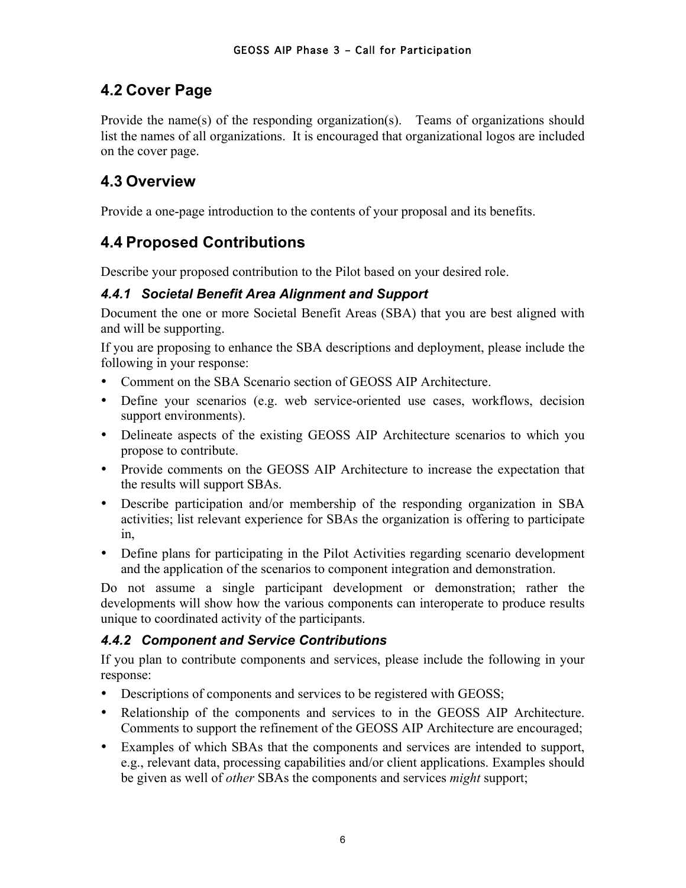## 4.2 Cover Page

Provide the name(s) of the responding organization(s). Teams of organizations should list the names of all organizations. It is encouraged that organizational logos are included on the cover page.

## 4.3 Overview

Provide a one-page introduction to the contents of your proposal and its benefits.

## 4.4 Proposed Contributions

Describe your proposed contribution to the Pilot based on your desired role.

### *4.4.1 Societal Benefit Area Alignment and Support*

Document the one or more Societal Benefit Areas (SBA) that you are best aligned with and will be supporting.

If you are proposing to enhance the SBA descriptions and deployment, please include the following in your response:

- Comment on the SBA Scenario section of GEOSS AIP Architecture.
- Define your scenarios (e.g. web service-oriented use cases, workflows, decision support environments).
- Delineate aspects of the existing GEOSS AIP Architecture scenarios to which you propose to contribute.
- Provide comments on the GEOSS AIP Architecture to increase the expectation that the results will support SBAs.
- Describe participation and/or membership of the responding organization in SBA activities; list relevant experience for SBAs the organization is offering to participate in,
- Define plans for participating in the Pilot Activities regarding scenario development and the application of the scenarios to component integration and demonstration.

Do not assume a single participant development or demonstration; rather the developments will show how the various components can interoperate to produce results unique to coordinated activity of the participants.

### *4.4.2 Component and Service Contributions*

If you plan to contribute components and services, please include the following in your response:

- Descriptions of components and services to be registered with GEOSS;
- Relationship of the components and services to in the GEOSS AIP Architecture. Comments to support the refinement of the GEOSS AIP Architecture are encouraged;
- Examples of which SBAs that the components and services are intended to support, e.g., relevant data, processing capabilities and/or client applications. Examples should be given as well of *other* SBAs the components and services *might* support;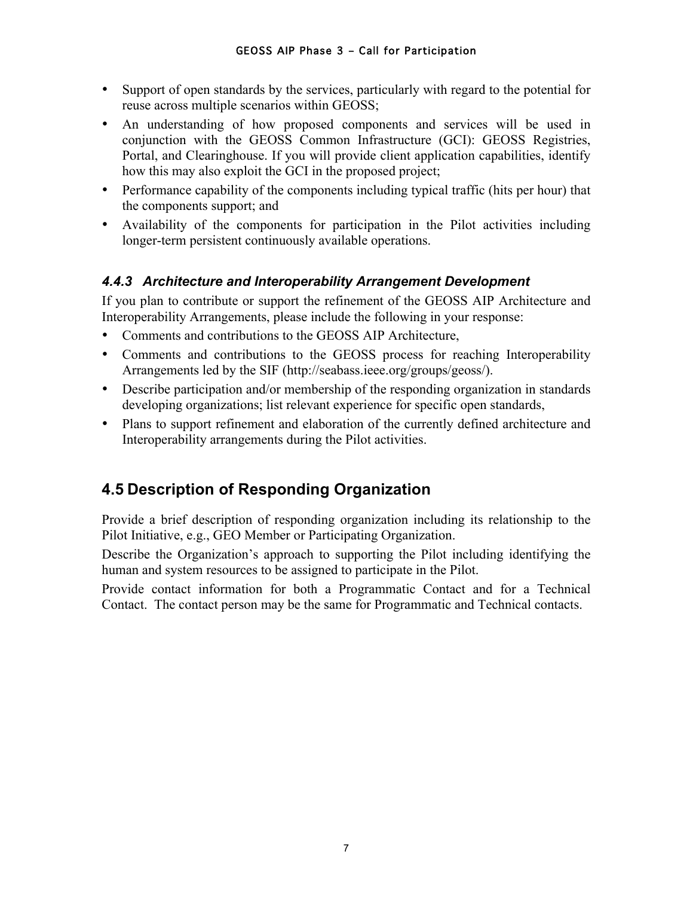- Support of open standards by the services, particularly with regard to the potential for reuse across multiple scenarios within GEOSS;
- An understanding of how proposed components and services will be used in conjunction with the GEOSS Common Infrastructure (GCI): GEOSS Registries, Portal, and Clearinghouse. If you will provide client application capabilities, identify how this may also exploit the GCI in the proposed project;
- Performance capability of the components including typical traffic (hits per hour) that the components support; and
- Availability of the components for participation in the Pilot activities including longer-term persistent continuously available operations.

### *4.4.3 Architecture and Interoperability Arrangement Development*

If you plan to contribute or support the refinement of the GEOSS AIP Architecture and Interoperability Arrangements, please include the following in your response:

- Comments and contributions to the GEOSS AIP Architecture,
- Comments and contributions to the GEOSS process for reaching Interoperability Arrangements led by the SIF (http://seabass.ieee.org/groups/geoss/).
- Describe participation and/or membership of the responding organization in standards developing organizations; list relevant experience for specific open standards,
- Plans to support refinement and elaboration of the currently defined architecture and Interoperability arrangements during the Pilot activities.

## 4.5 Description of Responding Organization

Provide a brief description of responding organization including its relationship to the Pilot Initiative, e.g., GEO Member or Participating Organization.

Describe the Organization's approach to supporting the Pilot including identifying the human and system resources to be assigned to participate in the Pilot.

Provide contact information for both a Programmatic Contact and for a Technical Contact. The contact person may be the same for Programmatic and Technical contacts.